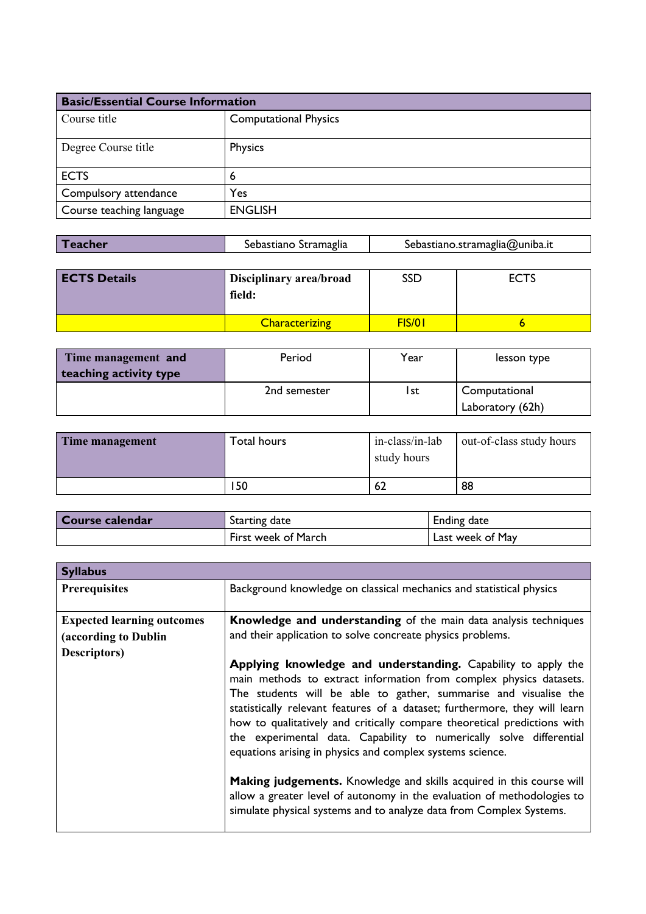| Basic/Essential Course Information | |
|---|---|
| Course title | Computational Physics |
| Degree Course title | Physics |
| ECTS | 6 |
| Compulsory attendance | Yes |
| Course teaching language | ENGLISH |

| Teacher | Sebastiano Stramaglia | Sebastiano.stramaglia@uniba.it |
|---|---|---|

| ECTS Details | Disciplinary area/broad field: | SSD | ECTS |
|---|---|---|---|
| | Characterizing | FIS/01 | 6 |

| Time management and teaching activity type | Period | Year | lesson type |
|---|---|---|---|
| | 2nd semester | 1st | Computational Laboratory (62h) |

| Time management | Total hours | in-class/in-lab study hours | out-of-class study hours |
|---|---|---|---|
| | 150 | 62 | 88 |

| Course calendar | Starting date | Ending date |
|---|---|---|
| | First week of March | Last week of May |

| Syllabus | |
|---|---|
| **Prerequisites** | Background knowledge on classical mechanics and statistical physics |
| **Expected learning outcomes (according to Dublin Descriptors)** | **Knowledge and understanding** of the main data analysis techniques and their application to solve concreate physics problems. <br><br> **Applying knowledge and understanding.** Capability to apply the main methods to extract information from complex physics datasets. The students will be able to gather, summarise and visualise the statistically relevant features of a dataset; furthermore, they will learn how to qualitatively and critically compare theoretical predictions with the experimental data. Capability to numerically solve differential equations arising in physics and complex systems science. <br><br> **Making judgements.** Knowledge and skills acquired in this course will allow a greater level of autonomy in the evaluation of methodologies to simulate physical systems and to analyze data from Complex Systems. |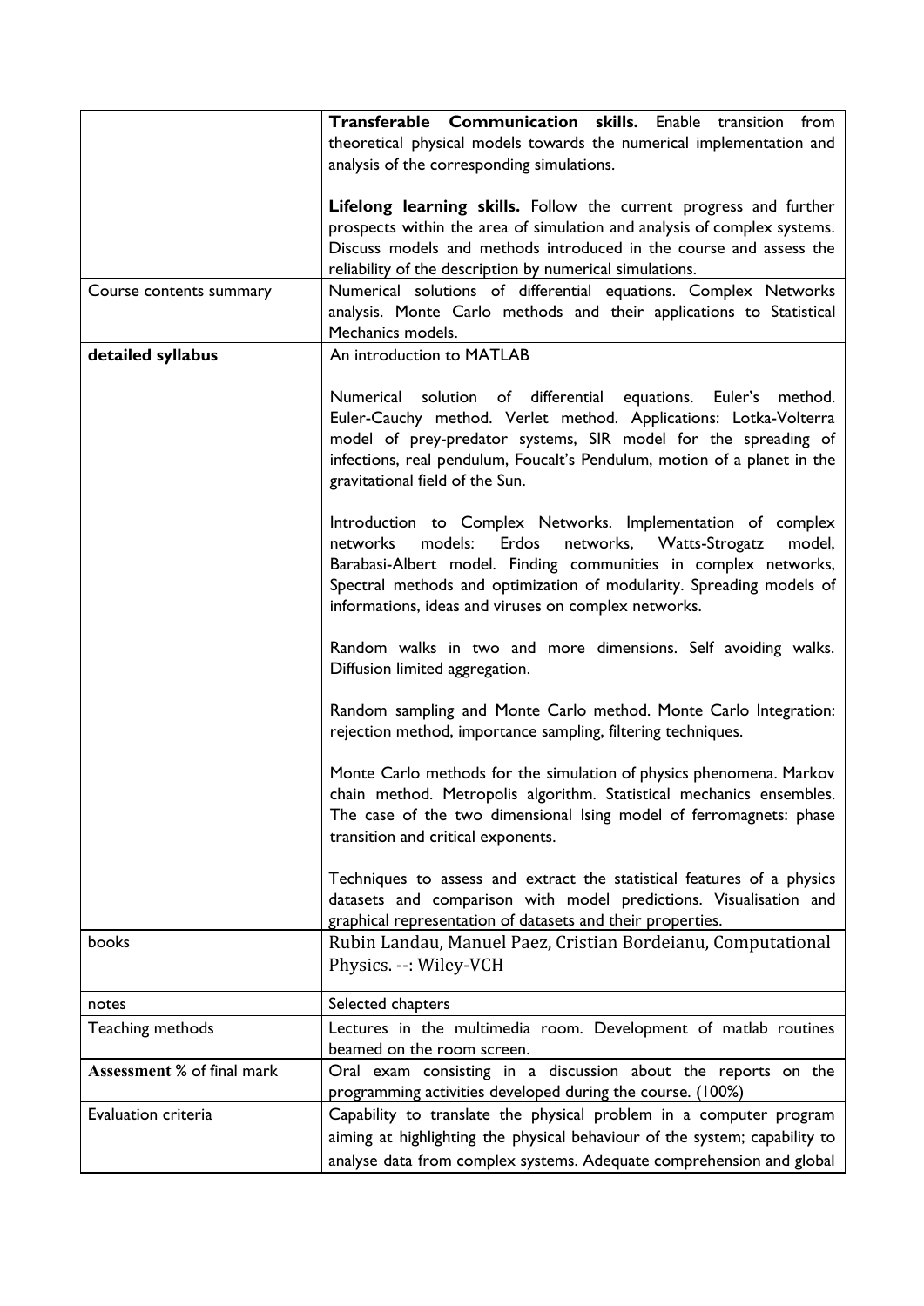| | |
|---|---|
| | **Transferable Communication skills.** Enable transition from theoretical physical models towards the numerical implementation and analysis of the corresponding simulations.<br><br>**Lifelong learning skills.** Follow the current progress and further prospects within the area of simulation and analysis of complex systems. Discuss models and methods introduced in the course and assess the reliability of the description by numerical simulations. |
| Course contents summary | Numerical solutions of differential equations. Complex Networks analysis. Monte Carlo methods and their applications to Statistical Mechanics models. |
| **detailed syllabus** | An introduction to MATLAB<br><br>Numerical solution of differential equations. Euler's method. Euler-Cauchy method. Verlet method. Applications: Lotka-Volterra model of prey-predator systems, SIR model for the spreading of infections, real pendulum, Foucalt's Pendulum, motion of a planet in the gravitational field of the Sun.<br><br>Introduction to Complex Networks. Implementation of complex networks models: Erdos networks, Watts-Strogatz model, Barabasi-Albert model. Finding communities in complex networks, Spectral methods and optimization of modularity. Spreading models of informations, ideas and viruses on complex networks.<br><br>Random walks in two and more dimensions. Self avoiding walks. Diffusion limited aggregation.<br><br>Random sampling and Monte Carlo method. Monte Carlo Integration: rejection method, importance sampling, filtering techniques.<br><br>Monte Carlo methods for the simulation of physics phenomena. Markov chain method. Metropolis algorithm. Statistical mechanics ensembles. The case of the two dimensional Ising model of ferromagnets: phase transition and critical exponents.<br><br>Techniques to assess and extract the statistical features of a physics datasets and comparison with model predictions. Visualisation and graphical representation of datasets and their properties. |
| books | Rubin Landau, Manuel Paez, Cristian Bordeianu, Computational Physics. --: Wiley-VCH |
| notes | Selected chapters |
| Teaching methods | Lectures in the multimedia room. Development of matlab routines beamed on the room screen. |
| **Assessment** % of final mark | Oral exam consisting in a discussion about the reports on the programming activities developed during the course. (100%) |
| Evaluation criteria | Capability to translate the physical problem in a computer program aiming at highlighting the physical behaviour of the system; capability to analyse data from complex systems. Adequate comprehension and global |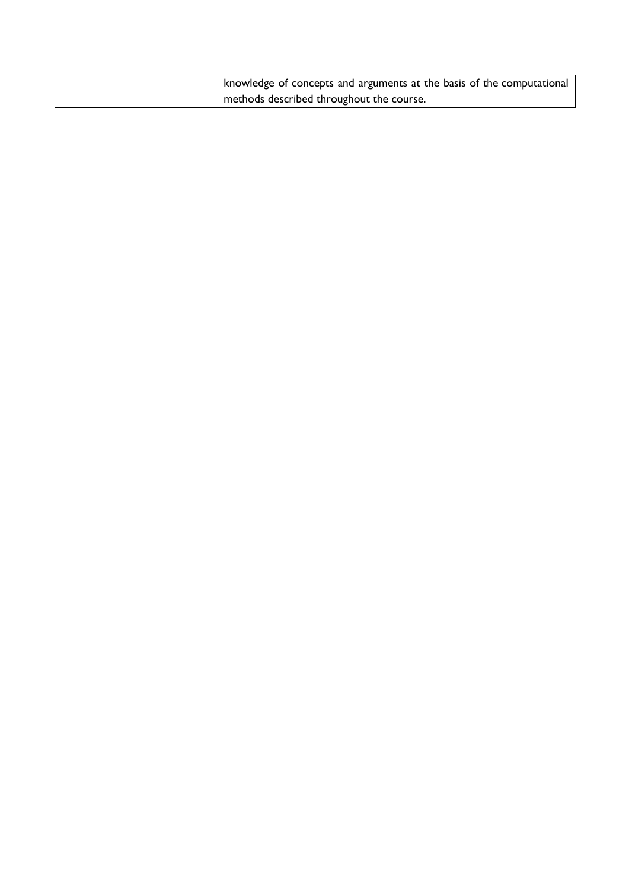| | |
|---|---|
| | knowledge of concepts and arguments at the basis of the computational methods described throughout the course. |